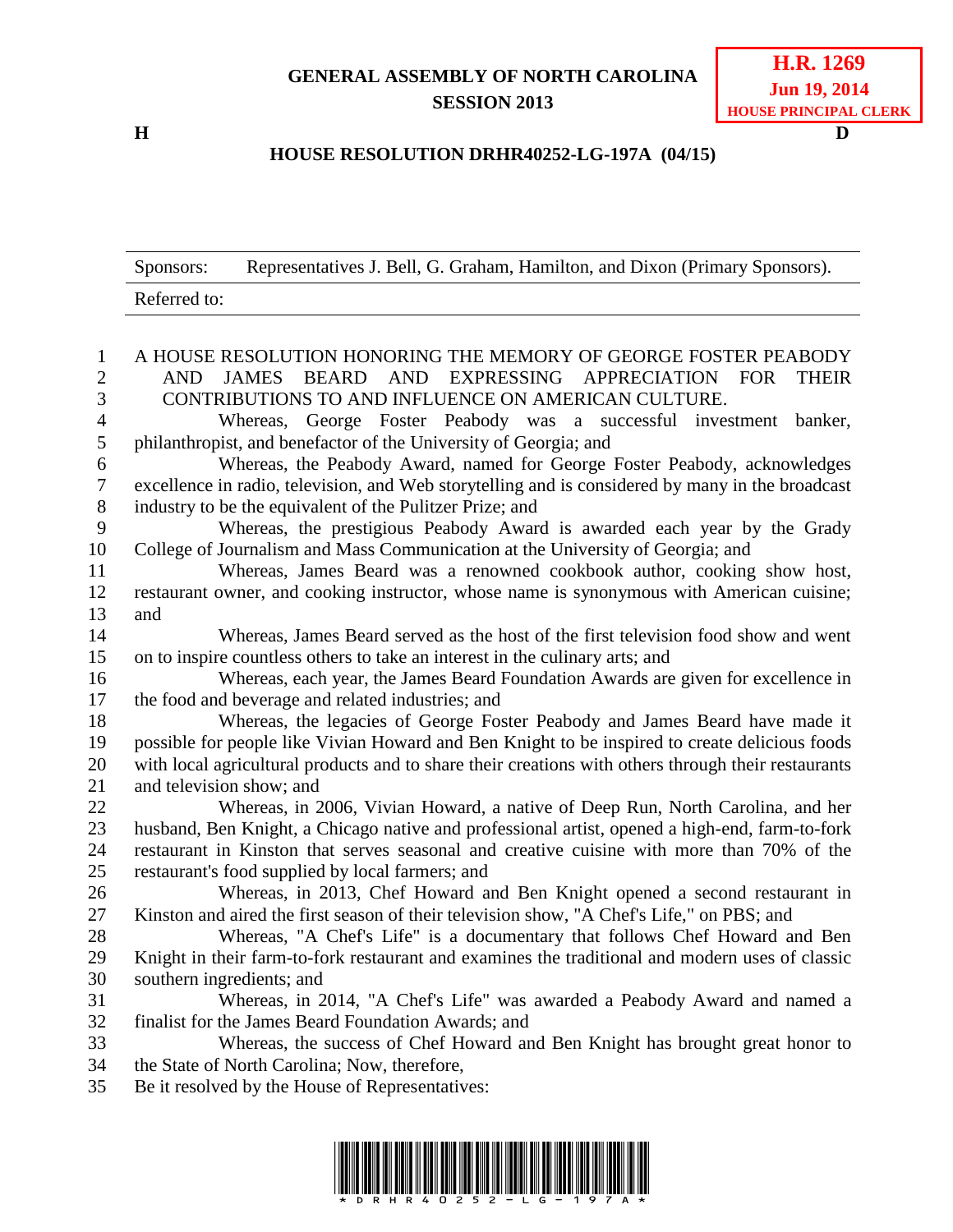# GENERAL ASSEMBLY OF NORTH CAROLINA
## SESSION 2013

**H.R. 1269**
**Jun 19, 2014**
**HOUSE PRINCIPAL CLERK**

**H** **D**

## HOUSE RESOLUTION DRHR40252-LG-197A (04/15)

| Sponsors: | Representatives J. Bell, G. Graham, Hamilton, and Dixon (Primary Sponsors). |
|---|---|
| Referred to: | |

A HOUSE RESOLUTION HONORING THE MEMORY OF GEORGE FOSTER PEABODY AND JAMES BEARD AND EXPRESSING APPRECIATION FOR THEIR CONTRIBUTIONS TO AND INFLUENCE ON AMERICAN CULTURE.

Whereas, George Foster Peabody was a successful investment banker, philanthropist, and benefactor of the University of Georgia; and

Whereas, the Peabody Award, named for George Foster Peabody, acknowledges excellence in radio, television, and Web storytelling and is considered by many in the broadcast industry to be the equivalent of the Pulitzer Prize; and

Whereas, the prestigious Peabody Award is awarded each year by the Grady College of Journalism and Mass Communication at the University of Georgia; and

Whereas, James Beard was a renowned cookbook author, cooking show host, restaurant owner, and cooking instructor, whose name is synonymous with American cuisine; and

Whereas, James Beard served as the host of the first television food show and went on to inspire countless others to take an interest in the culinary arts; and

Whereas, each year, the James Beard Foundation Awards are given for excellence in the food and beverage and related industries; and

Whereas, the legacies of George Foster Peabody and James Beard have made it possible for people like Vivian Howard and Ben Knight to be inspired to create delicious foods with local agricultural products and to share their creations with others through their restaurants and television show; and

Whereas, in 2006, Vivian Howard, a native of Deep Run, North Carolina, and her husband, Ben Knight, a Chicago native and professional artist, opened a high-end, farm-to-fork restaurant in Kinston that serves seasonal and creative cuisine with more than 70% of the restaurant's food supplied by local farmers; and

Whereas, in 2013, Chef Howard and Ben Knight opened a second restaurant in Kinston and aired the first season of their television show, "A Chef's Life," on PBS; and

Whereas, "A Chef's Life" is a documentary that follows Chef Howard and Ben Knight in their farm-to-fork restaurant and examines the traditional and modern uses of classic southern ingredients; and

Whereas, in 2014, "A Chef's Life" was awarded a Peabody Award and named a finalist for the James Beard Foundation Awards; and

Whereas, the success of Chef Howard and Ben Knight has brought great honor to the State of North Carolina; Now, therefore,

Be it resolved by the House of Representatives:

\* D R H R 4 0 2 5 2 - L G - 1 9 7 A \*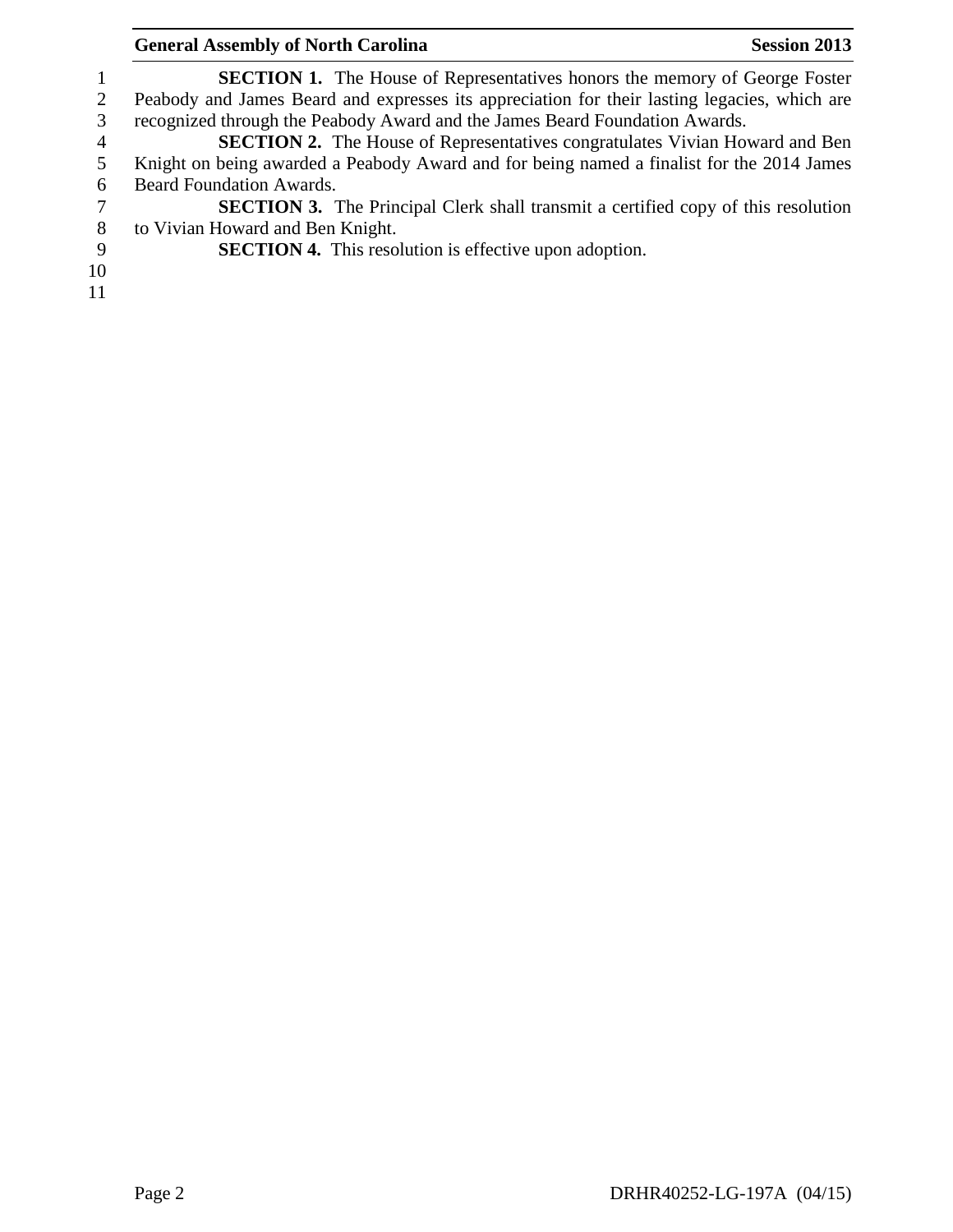**SECTION 1.** The House of Representatives honors the memory of George Foster Peabody and James Beard and expresses its appreciation for their lasting legacies, which are recognized through the Peabody Award and the James Beard Foundation Awards.

**SECTION 2.** The House of Representatives congratulates Vivian Howard and Ben Knight on being awarded a Peabody Award and for being named a finalist for the 2014 James Beard Foundation Awards.

**SECTION 3.** The Principal Clerk shall transmit a certified copy of this resolution to Vivian Howard and Ben Knight.

**SECTION 4.** This resolution is effective upon adoption.